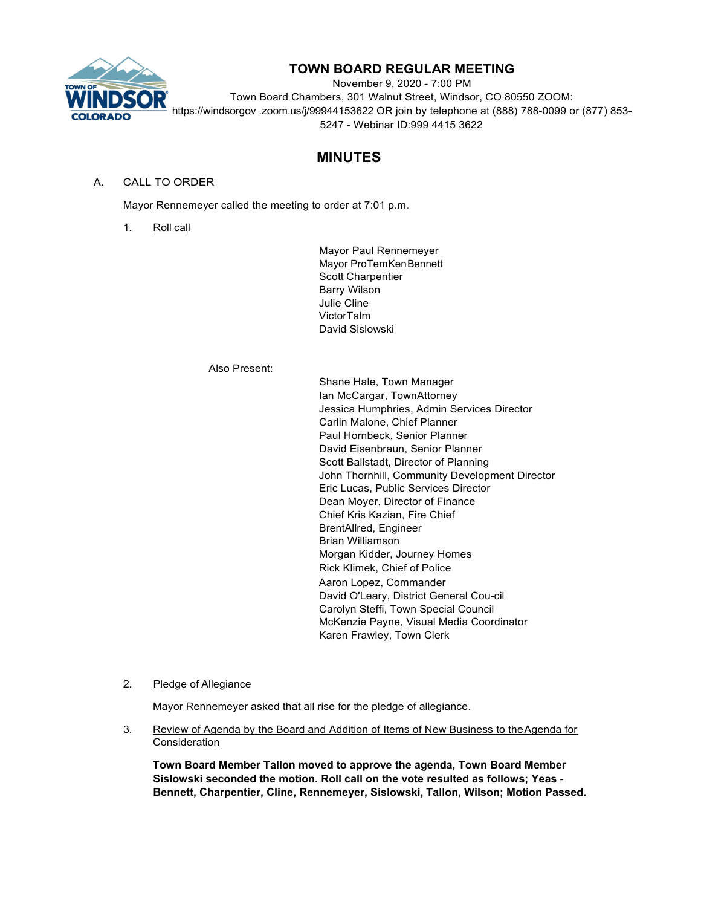# TOWN BOARD REGULAR MEETING

November 9, 2020 - 7:00 PM
Town Board Chambers, 301 Walnut Street, Windsor, CO 80550 ZOOM: https://windsorgov .zoom.us/j/99944153622 OR join by telephone at (888) 788-0099 or (877) 853-5247 - Webinar ID:999 4415 3622

## MINUTES

A. CALL TO ORDER

Mayor Rennemeyer called the meeting to order at 7:01 p.m.

1. Roll call

Mayor Paul Rennemeyer
Mayor ProTemKenBennett
Scott Charpentier
Barry Wilson
Julie Cline
VictorTalm
David Sislowski

Also Present:

Shane Hale, Town Manager
Ian McCargar, TownAttorney
Jessica Humphries, Admin Services Director
Carlin Malone, Chief Planner
Paul Hornbeck, Senior Planner
David Eisenbraun, Senior Planner
Scott Ballstadt, Director of Planning
John Thornhill, Community Development Director
Eric Lucas, Public Services Director
Dean Moyer, Director of Finance
Chief Kris Kazian, Fire Chief
BrentAllred, Engineer
Brian Williamson
Morgan Kidder, Journey Homes
Rick Klimek, Chief of Police
Aaron Lopez, Commander
David O'Leary, District General Cou-cil
Carolyn Steffi, Town Special Council
McKenzie Payne, Visual Media Coordinator
Karen Frawley, Town Clerk

2. Pledge of Allegiance

Mayor Rennemeyer asked that all rise for the pledge of allegiance.

3. Review of Agenda by the Board and Addition of Items of New Business to the Agenda for Consideration

**Town Board Member Tallon moved to approve the agenda, Town Board Member Sislowski seconded the motion. Roll call on the vote resulted as follows; Yeas - Bennett, Charpentier, Cline, Rennemeyer, Sislowski, Tallon, Wilson; Motion Passed.**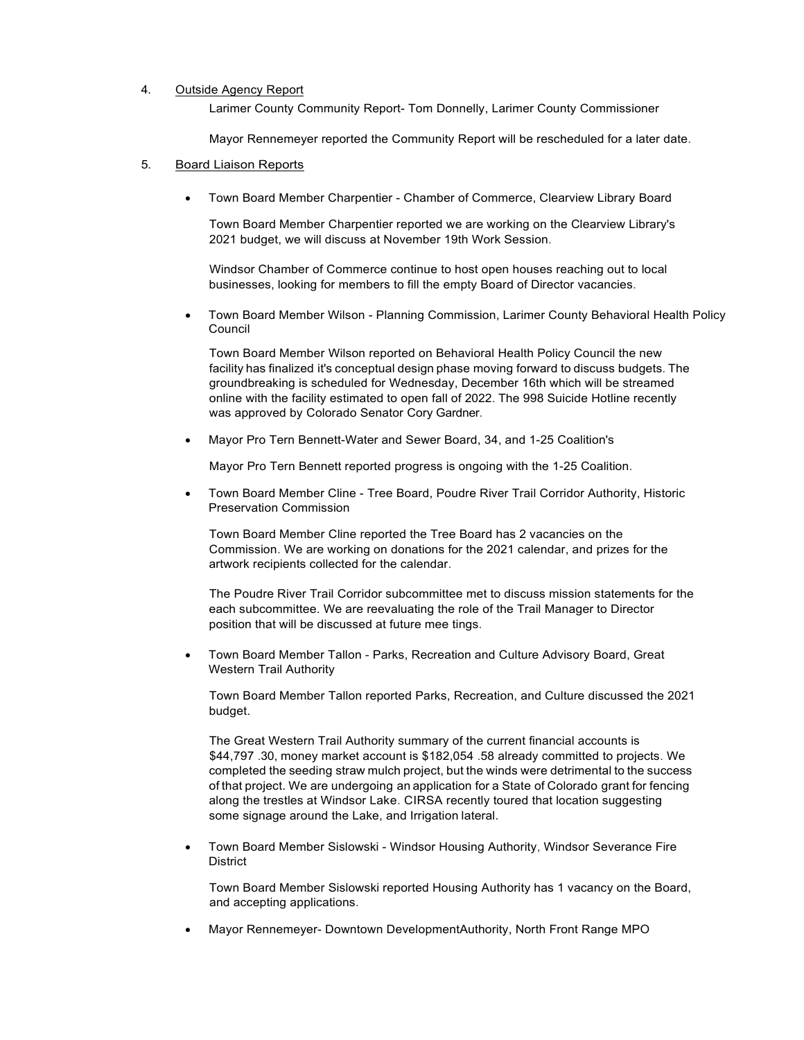4. Outside Agency Report

   Larimer County Community Report- Tom Donnelly, Larimer County Commissioner

   Mayor Rennemeyer reported the Community Report will be rescheduled for a later date.

5. Board Liaison Reports

- Town Board Member Charpentier - Chamber of Commerce, Clearview Library Board

  Town Board Member Charpentier reported we are working on the Clearview Library's 2021 budget, we will discuss at November 19th Work Session.

  Windsor Chamber of Commerce continue to host open houses reaching out to local businesses, looking for members to fill the empty Board of Director vacancies.

- Town Board Member Wilson - Planning Commission, Larimer County Behavioral Health Policy Council

  Town Board Member Wilson reported on Behavioral Health Policy Council the new facility has finalized it's conceptual design phase moving forward to discuss budgets. The groundbreaking is scheduled for Wednesday, December 16th which will be streamed online with the facility estimated to open fall of 2022. The 998 Suicide Hotline recently was approved by Colorado Senator Cory Gardner.

- Mayor Pro Tern Bennett-Water and Sewer Board, 34, and 1-25 Coalition's

  Mayor Pro Tern Bennett reported progress is ongoing with the 1-25 Coalition.

- Town Board Member Cline - Tree Board, Poudre River Trail Corridor Authority, Historic Preservation Commission

  Town Board Member Cline reported the Tree Board has 2 vacancies on the Commission. We are working on donations for the 2021 calendar, and prizes for the artwork recipients collected for the calendar.

  The Poudre River Trail Corridor subcommittee met to discuss mission statements for the each subcommittee. We are reevaluating the role of the Trail Manager to Director position that will be discussed at future mee tings.

- Town Board Member Tallon - Parks, Recreation and Culture Advisory Board, Great Western Trail Authority

  Town Board Member Tallon reported Parks, Recreation, and Culture discussed the 2021 budget.

  The Great Western Trail Authority summary of the current financial accounts is $44,797 .30, money market account is $182,054 .58 already committed to projects. We completed the seeding straw mulch project, but the winds were detrimental to the success of that project. We are undergoing an application for a State of Colorado grant for fencing along the trestles at Windsor Lake. CIRSA recently toured that location suggesting some signage around the Lake, and Irrigation lateral.

- Town Board Member Sislowski - Windsor Housing Authority, Windsor Severance Fire District

  Town Board Member Sislowski reported Housing Authority has 1 vacancy on the Board, and accepting applications.

- Mayor Rennemeyer- Downtown DevelopmentAuthority, North Front Range MPO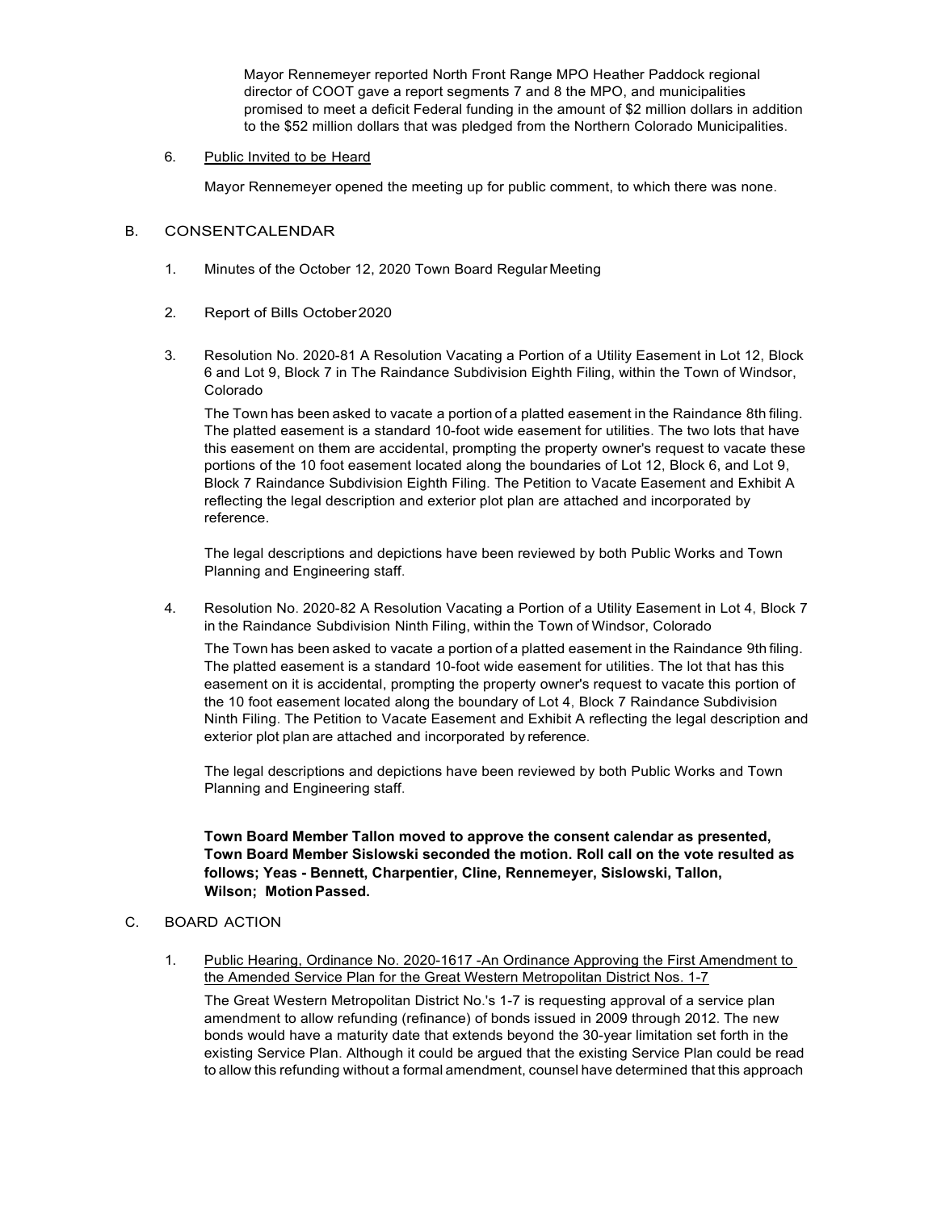Mayor Rennemeyer reported North Front Range MPO Heather Paddock regional director of COOT gave a report segments 7 and 8 the MPO, and municipalities promised to meet a deficit Federal funding in the amount of $2 million dollars in addition to the $52 million dollars that was pledged from the Northern Colorado Municipalities.

6. Public Invited to be Heard

   Mayor Rennemeyer opened the meeting up for public comment, to which there was none.

B. CONSENTCALENDAR

1. Minutes of the October 12, 2020 Town Board Regular Meeting

2. Report of Bills October 2020

3. Resolution No. 2020-81 A Resolution Vacating a Portion of a Utility Easement in Lot 12, Block 6 and Lot 9, Block 7 in The Raindance Subdivision Eighth Filing, within the Town of Windsor, Colorado

   The Town has been asked to vacate a portion of a platted easement in the Raindance 8th filing. The platted easement is a standard 10-foot wide easement for utilities. The two lots that have this easement on them are accidental, prompting the property owner's request to vacate these portions of the 10 foot easement located along the boundaries of Lot 12, Block 6, and Lot 9, Block 7 Raindance Subdivision Eighth Filing. The Petition to Vacate Easement and Exhibit A reflecting the legal description and exterior plot plan are attached and incorporated by reference.

   The legal descriptions and depictions have been reviewed by both Public Works and Town Planning and Engineering staff.

4. Resolution No. 2020-82 A Resolution Vacating a Portion of a Utility Easement in Lot 4, Block 7 in the Raindance Subdivision Ninth Filing, within the Town of Windsor, Colorado

   The Town has been asked to vacate a portion of a platted easement in the Raindance 9th filing. The platted easement is a standard 10-foot wide easement for utilities. The lot that has this easement on it is accidental, prompting the property owner's request to vacate this portion of the 10 foot easement located along the boundary of Lot 4, Block 7 Raindance Subdivision Ninth Filing. The Petition to Vacate Easement and Exhibit A reflecting the legal description and exterior plot plan are attached and incorporated by reference.

   The legal descriptions and depictions have been reviewed by both Public Works and Town Planning and Engineering staff.

   **Town Board Member Tallon moved to approve the consent calendar as presented, Town Board Member Sislowski seconded the motion. Roll call on the vote resulted as follows; Yeas - Bennett, Charpentier, Cline, Rennemeyer, Sislowski, Tallon, Wilson; Motion Passed.**

C. BOARD ACTION

1. Public Hearing, Ordinance No. 2020-1617 -An Ordinance Approving the First Amendment to the Amended Service Plan for the Great Western Metropolitan District Nos. 1-7

   The Great Western Metropolitan District No.'s 1-7 is requesting approval of a service plan amendment to allow refunding (refinance) of bonds issued in 2009 through 2012. The new bonds would have a maturity date that extends beyond the 30-year limitation set forth in the existing Service Plan. Although it could be argued that the existing Service Plan could be read to allow this refunding without a formal amendment, counsel have determined that this approach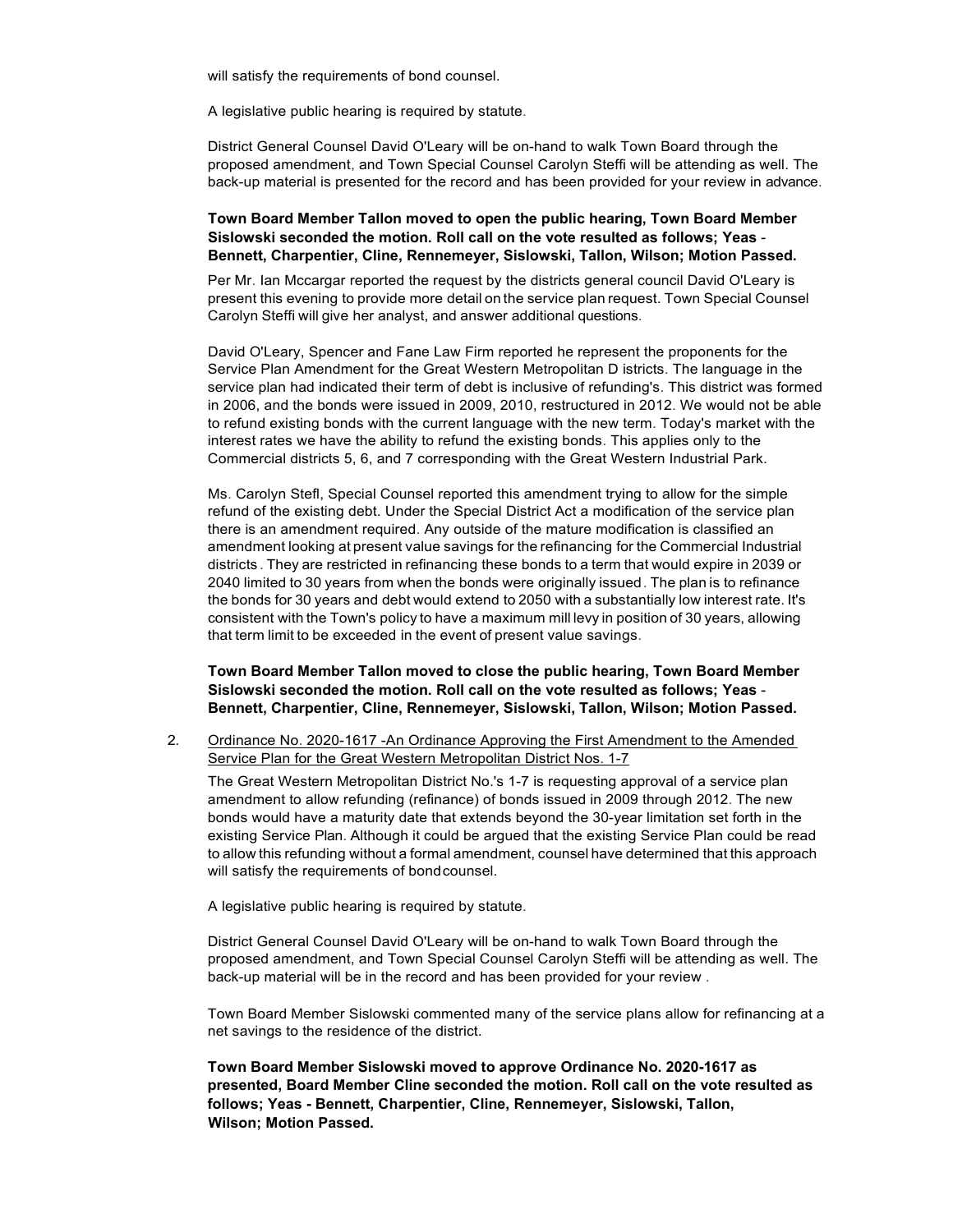will satisfy the requirements of bond counsel.

A legislative public hearing is required by statute.

District General Counsel David O'Leary will be on-hand to walk Town Board through the proposed amendment, and Town Special Counsel Carolyn Steffi will be attending as well. The back-up material is presented for the record and has been provided for your review in advance.

**Town Board Member Tallon moved to open the public hearing, Town Board Member Sislowski seconded the motion. Roll call on the vote resulted as follows; Yeas - Bennett, Charpentier, Cline, Rennemeyer, Sislowski, Tallon, Wilson; Motion Passed.**

Per Mr. Ian Mccargar reported the request by the districts general council David O'Leary is present this evening to provide more detail on the service plan request. Town Special Counsel Carolyn Steffi will give her analyst, and answer additional questions.

David O'Leary, Spencer and Fane Law Firm reported he represent the proponents for the Service Plan Amendment for the Great Western Metropolitan D istricts. The language in the service plan had indicated their term of debt is inclusive of refunding's. This district was formed in 2006, and the bonds were issued in 2009, 2010, restructured in 2012. We would not be able to refund existing bonds with the current language with the new term. Today's market with the interest rates we have the ability to refund the existing bonds. This applies only to the Commercial districts 5, 6, and 7 corresponding with the Great Western Industrial Park.

Ms. Carolyn Stefl, Special Counsel reported this amendment trying to allow for the simple refund of the existing debt. Under the Special District Act a modification of the service plan there is an amendment required. Any outside of the mature modification is classified an amendment looking at present value savings for the refinancing for the Commercial Industrial districts . They are restricted in refinancing these bonds to a term that would expire in 2039 or 2040 limited to 30 years from when the bonds were originally issued . The plan is to refinance the bonds for 30 years and debt would extend to 2050 with a substantially low interest rate. It's consistent with the Town's policy to have a maximum mill levy in position of 30 years, allowing that term limit to be exceeded in the event of present value savings.

**Town Board Member Tallon moved to close the public hearing, Town Board Member Sislowski seconded the motion. Roll call on the vote resulted as follows; Yeas - Bennett, Charpentier, Cline, Rennemeyer, Sislowski, Tallon, Wilson; Motion Passed.**

2. Ordinance No. 2020-1617 -An Ordinance Approving the First Amendment to the Amended Service Plan for the Great Western Metropolitan District Nos. 1-7

   The Great Western Metropolitan District No.'s 1-7 is requesting approval of a service plan amendment to allow refunding (refinance) of bonds issued in 2009 through 2012. The new bonds would have a maturity date that extends beyond the 30-year limitation set forth in the existing Service Plan. Although it could be argued that the existing Service Plan could be read to allow this refunding without a formal amendment, counsel have determined that this approach will satisfy the requirements of bondcounsel.

   A legislative public hearing is required by statute.

   District General Counsel David O'Leary will be on-hand to walk Town Board through the proposed amendment, and Town Special Counsel Carolyn Steffi will be attending as well. The back-up material will be in the record and has been provided for your review .

   Town Board Member Sislowski commented many of the service plans allow for refinancing at a net savings to the residence of the district.

   **Town Board Member Sislowski moved to approve Ordinance No. 2020-1617 as presented, Board Member Cline seconded the motion. Roll call on the vote resulted as follows; Yeas - Bennett, Charpentier, Cline, Rennemeyer, Sislowski, Tallon, Wilson; Motion Passed.**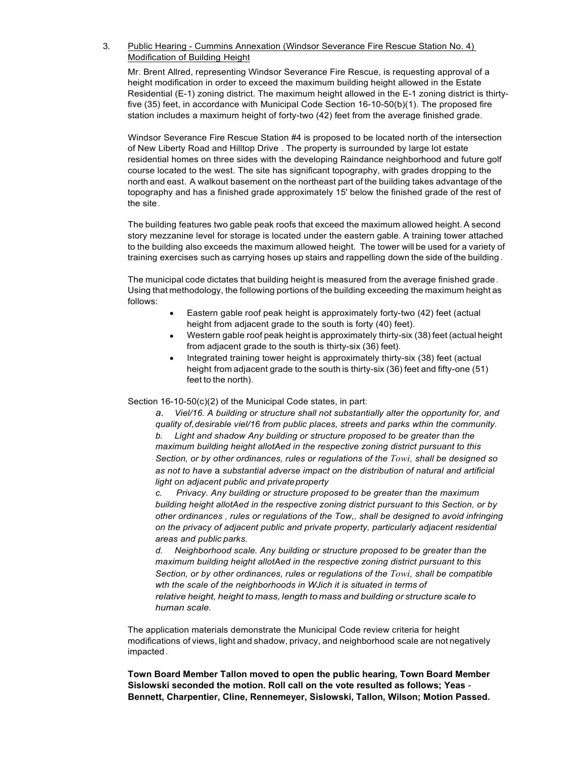3. Public Hearing - Cummins Annexation (Windsor Severance Fire Rescue Station No. 4) Modification of Building Height

Mr. Brent Allred, representing Windsor Severance Fire Rescue, is requesting approval of a height modification in order to exceed the maximum building height allowed in the Estate Residential (E-1) zoning district. The maximum height allowed in the E-1 zoning district is thirty-five (35) feet, in accordance with Municipal Code Section 16-10-50(b)(1). The proposed fire station includes a maximum height of forty-two (42) feet from the average finished grade.

Windsor Severance Fire Rescue Station #4 is proposed to be located north of the intersection of New Liberty Road and Hilltop Drive . The property is surrounded by large lot estate residential homes on three sides with the developing Raindance neighborhood and future golf course located to the west. The site has significant topography, with grades dropping to the north and east. A walkout basement on the northeast part of the building takes advantage of the topography and has a finished grade approximately 15' below the finished grade of the rest of the site.

The building features two gable peak roofs that exceed the maximum allowed height. A second story mezzanine level for storage is located under the eastern gable. A training tower attached to the building also exceeds the maximum allowed height. The tower will be used for a variety of training exercises such as carrying hoses up stairs and rappelling down the side of the building.

The municipal code dictates that building height is measured from the average finished grade. Using that methodology, the following portions of the building exceeding the maximum height as follows:

- Eastern gable roof peak height is approximately forty-two (42) feet (actual height from adjacent grade to the south is forty (40) feet).
- Western gable roof peak height is approximately thirty-six (38) feet (actual height from adjacent grade to the south is thirty-six (36) feet).
- Integrated training tower height is approximately thirty-six (38) feet (actual height from adjacent grade to the south is thirty-six (36) feet and fifty-one (51) feet to the north).

Section 16-10-50(c)(2) of the Municipal Code states, in part:

*a. Viel/16. A building or structure shall not substantially alter the opportunity for, and quality of, desirable viel/16 from public places, streets and parks wthin the community.*
*b. Light and shadow Any building or structure proposed to be greater than the maximum building height allotAed in the respective zoning district pursuant to this Section, or by other ordinances, rules or regulations of the Towi, shall be designed so as not to have a substantial adverse impact on the distribution of natural and artificial light on adjacent public and private property*
*c. Privacy. Any building or structure proposed to be greater than the maximum building height allotAed in the respective zoning district pursuant to this Section, or by other ordinances , rules or regulations of the Tow,, shall be designed to avoid infringing on the privacy of adjacent public and private property, particularly adjacent residential areas and public parks.*
*d. Neighborhood scale. Any building or structure proposed to be greater than the maximum building height allotAed in the respective zoning district pursuant to this Section, or by other ordinances, rules or regulations of the Towi, shall be compatible wth the scale of the neighborhoods in WJich it is situated in terms of relative height, height to mass, length to mass and building or structure scale to human scale.*

The application materials demonstrate the Municipal Code review criteria for height modifications of views, light and shadow, privacy, and neighborhood scale are not negatively impacted.

**Town Board Member Tallon moved to open the public hearing, Town Board Member Sislowski seconded the motion. Roll call on the vote resulted as follows; Yeas - Bennett, Charpentier, Cline, Rennemeyer, Sislowski, Tallon, Wilson; Motion Passed.**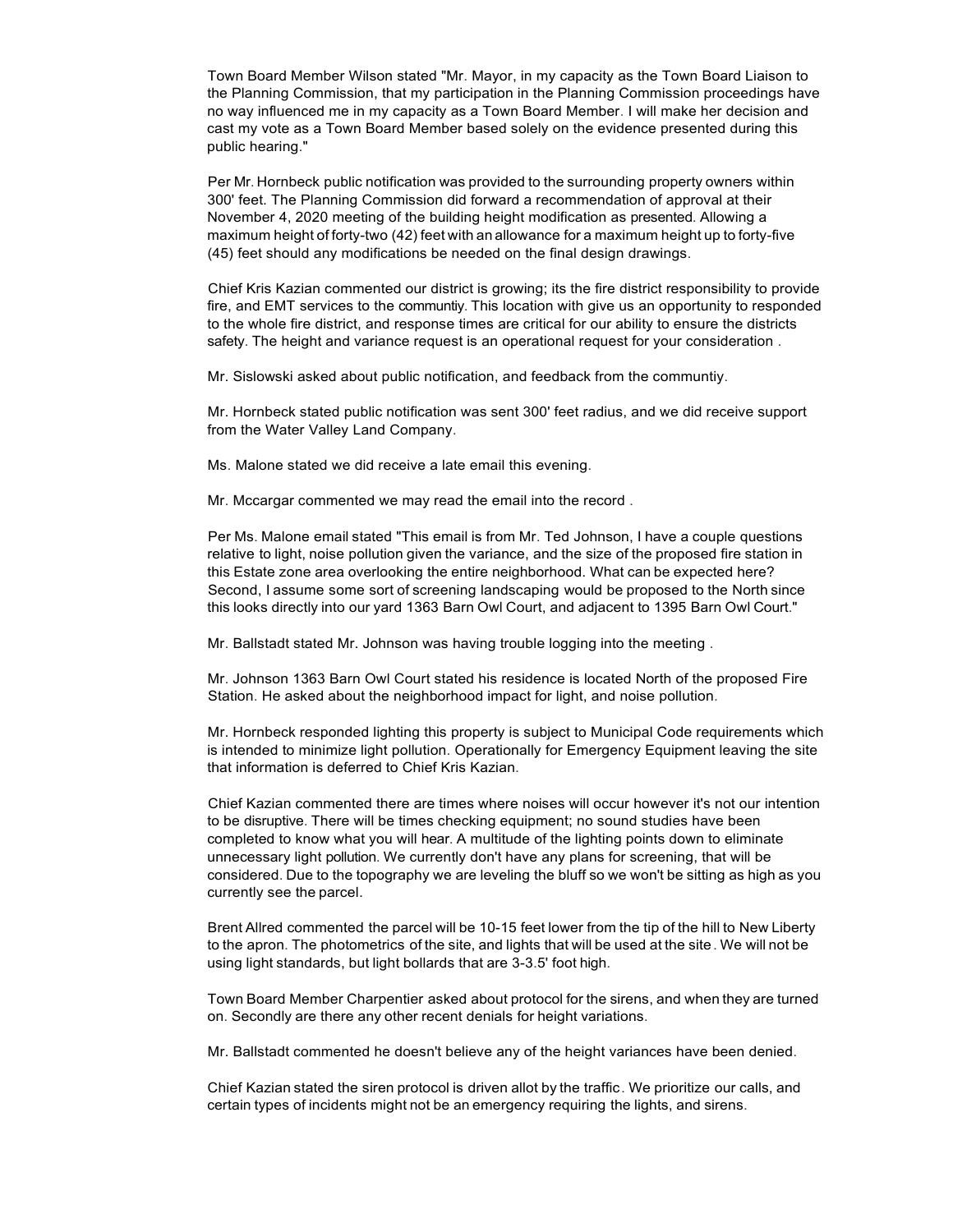Town Board Member Wilson stated "Mr. Mayor, in my capacity as the Town Board Liaison to the Planning Commission, that my participation in the Planning Commission proceedings have no way influenced me in my capacity as a Town Board Member. I will make her decision and cast my vote as a Town Board Member based solely on the evidence presented during this public hearing."

Per Mr. Hornbeck public notification was provided to the surrounding property owners within 300' feet. The Planning Commission did forward a recommendation of approval at their November 4, 2020 meeting of the building height modification as presented. Allowing a maximum height of forty-two (42) feet with an allowance for a maximum height up to forty-five (45) feet should any modifications be needed on the final design drawings.

Chief Kris Kazian commented our district is growing; its the fire district responsibility to provide fire, and EMT services to the communtiy. This location with give us an opportunity to responded to the whole fire district, and response times are critical for our ability to ensure the districts safety. The height and variance request is an operational request for your consideration .

Mr. Sislowski asked about public notification, and feedback from the communtiy.

Mr. Hornbeck stated public notification was sent 300' feet radius, and we did receive support from the Water Valley Land Company.

Ms. Malone stated we did receive a late email this evening.

Mr. Mccargar commented we may read the email into the record .

Per Ms. Malone email stated "This email is from Mr. Ted Johnson, I have a couple questions relative to light, noise pollution given the variance, and the size of the proposed fire station in this Estate zone area overlooking the entire neighborhood. What can be expected here? Second, I assume some sort of screening landscaping would be proposed to the North since this looks directly into our yard 1363 Barn Owl Court, and adjacent to 1395 Barn Owl Court."

Mr. Ballstadt stated Mr. Johnson was having trouble logging into the meeting .

Mr. Johnson 1363 Barn Owl Court stated his residence is located North of the proposed Fire Station. He asked about the neighborhood impact for light, and noise pollution.

Mr. Hornbeck responded lighting this property is subject to Municipal Code requirements which is intended to minimize light pollution. Operationally for Emergency Equipment leaving the site that information is deferred to Chief Kris Kazian.

Chief Kazian commented there are times where noises will occur however it's not our intention to be disruptive. There will be times checking equipment; no sound studies have been completed to know what you will hear. A multitude of the lighting points down to eliminate unnecessary light pollution. We currently don't have any plans for screening, that will be considered. Due to the topography we are leveling the bluff so we won't be sitting as high as you currently see the parcel.

Brent Allred commented the parcel will be 10-15 feet lower from the tip of the hill to New Liberty to the apron. The photometrics of the site, and lights that will be used at the site . We will not be using light standards, but light bollards that are 3-3.5' foot high.

Town Board Member Charpentier asked about protocol for the sirens, and when they are turned on. Secondly are there any other recent denials for height variations.

Mr. Ballstadt commented he doesn't believe any of the height variances have been denied.

Chief Kazian stated the siren protocol is driven allot by the traffic. We prioritize our calls, and certain types of incidents might not be an emergency requiring the lights, and sirens.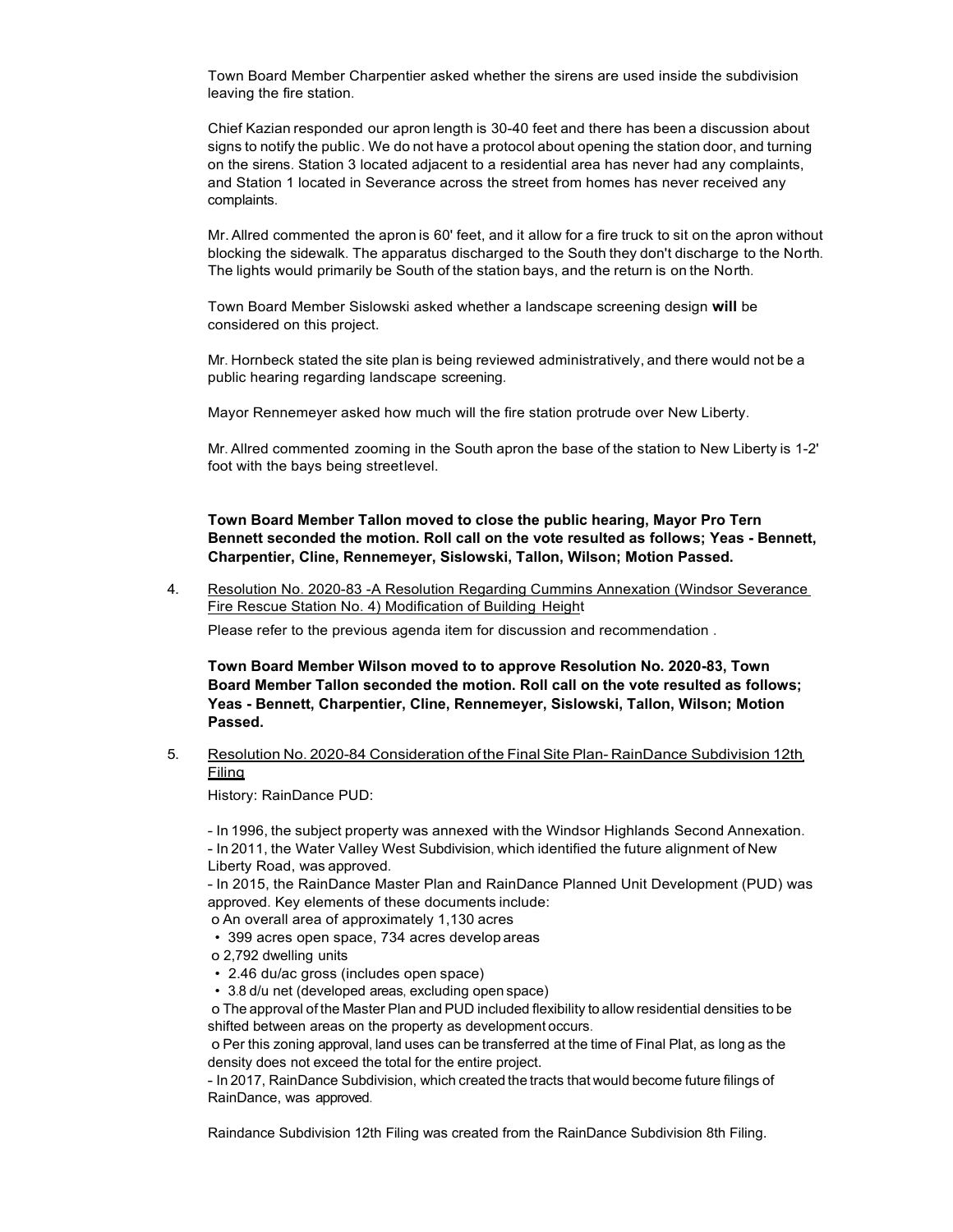Town Board Member Charpentier asked whether the sirens are used inside the subdivision leaving the fire station.

Chief Kazian responded our apron length is 30-40 feet and there has been a discussion about signs to notify the public. We do not have a protocol about opening the station door, and turning on the sirens. Station 3 located adjacent to a residential area has never had any complaints, and Station 1 located in Severance across the street from homes has never received any complaints.

Mr. Allred commented the apron is 60' feet, and it allow for a fire truck to sit on the apron without blocking the sidewalk. The apparatus discharged to the South they don't discharge to the North. The lights would primarily be South of the station bays, and the return is on the North.

Town Board Member Sislowski asked whether a landscape screening design **will** be considered on this project.

Mr. Hornbeck stated the site plan is being reviewed administratively, and there would not be a public hearing regarding landscape screening.

Mayor Rennemeyer asked how much will the fire station protrude over New Liberty.

Mr. Allred commented zooming in the South apron the base of the station to New Liberty is 1-2' foot with the bays being streetlevel.

**Town Board Member Tallon moved to close the public hearing, Mayor Pro Tern Bennett seconded the motion. Roll call on the vote resulted as follows; Yeas - Bennett, Charpentier, Cline, Rennemeyer, Sislowski, Tallon, Wilson; Motion Passed.**

4. Resolution No. 2020-83 -A Resolution Regarding Cummins Annexation (Windsor Severance Fire Rescue Station No. 4) Modification of Building Height

   Please refer to the previous agenda item for discussion and recommendation .

   **Town Board Member Wilson moved to to approve Resolution No. 2020-83, Town Board Member Tallon seconded the motion. Roll call on the vote resulted as follows; Yeas - Bennett, Charpentier, Cline, Rennemeyer, Sislowski, Tallon, Wilson; Motion Passed.**

5. Resolution No. 2020-84 Consideration of the Final Site Plan- RainDance Subdivision 12th Filing

   History: RainDance PUD:

   - In 1996, the subject property was annexed with the Windsor Highlands Second Annexation.
   - In 2011, the Water Valley West Subdivision, which identified the future alignment of New Liberty Road, was approved.
   - In 2015, the RainDance Master Plan and RainDance Planned Unit Development (PUD) was approved. Key elements of these documents include:
     - o An overall area of approximately 1,130 acres
       - • 399 acres open space, 734 acres develop areas
     - o 2,792 dwelling units
       - • 2.46 du/ac gross (includes open space)
       - • 3.8 d/u net (developed areas, excluding open space)
     - o The approval of the Master Plan and PUD included flexibility to allow residential densities to be shifted between areas on the property as development occurs.
     - o Per this zoning approval, land uses can be transferred at the time of Final Plat, as long as the density does not exceed the total for the entire project.
   - In 2017, RainDance Subdivision, which created the tracts that would become future filings of RainDance, was approved.

   Raindance Subdivision 12th Filing was created from the RainDance Subdivision 8th Filing.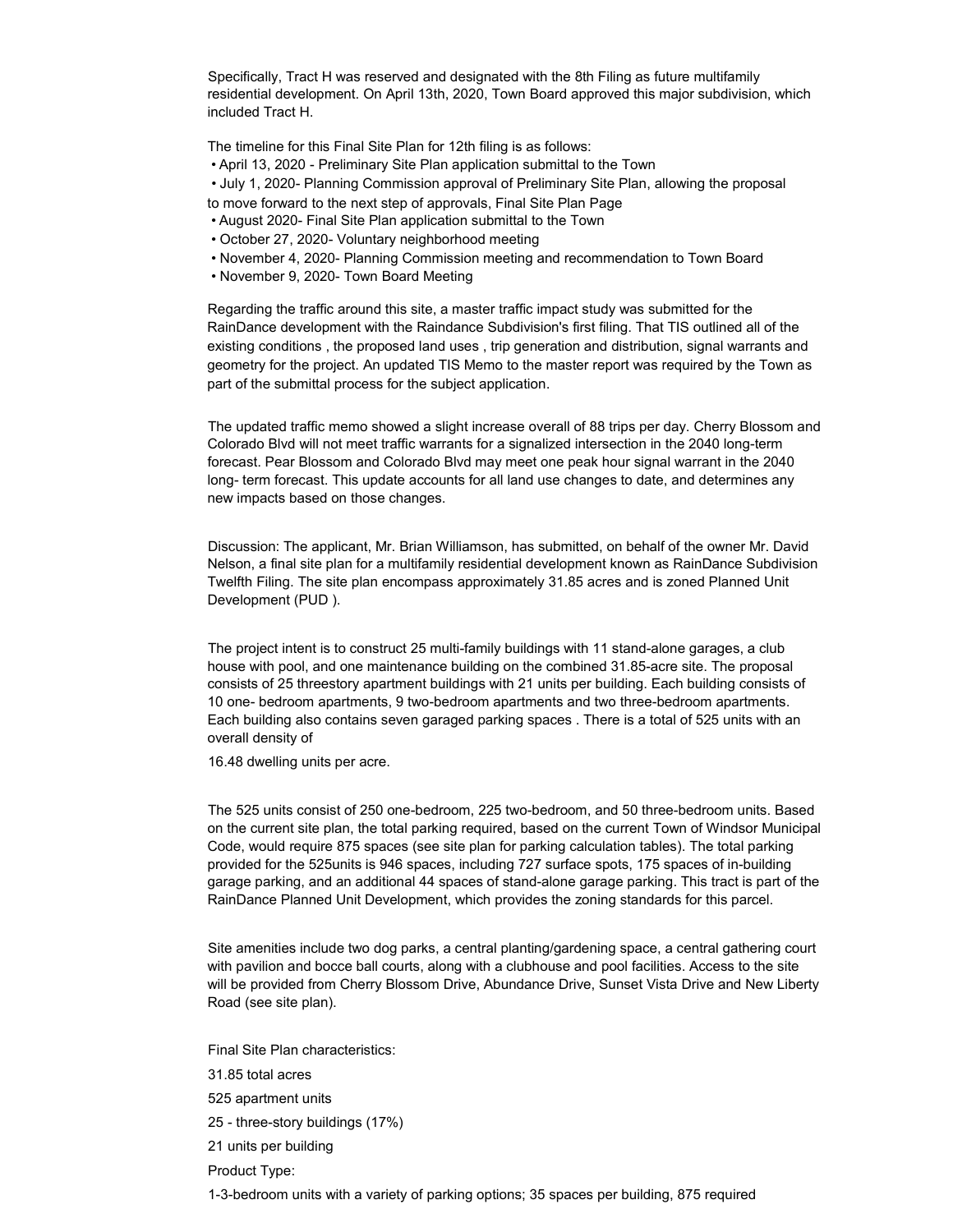Specifically, Tract H was reserved and designated with the 8th Filing as future multifamily residential development. On April 13th, 2020, Town Board approved this major subdivision, which included Tract H.

The timeline for this Final Site Plan for 12th filing is as follows:

- April 13, 2020 - Preliminary Site Plan application submittal to the Town
- July 1, 2020- Planning Commission approval of Preliminary Site Plan, allowing the proposal to move forward to the next step of approvals, Final Site Plan Page
- August 2020- Final Site Plan application submittal to the Town
- October 27, 2020- Voluntary neighborhood meeting
- November 4, 2020- Planning Commission meeting and recommendation to Town Board
- November 9, 2020- Town Board Meeting

Regarding the traffic around this site, a master traffic impact study was submitted for the RainDance development with the Raindance Subdivision's first filing. That TIS outlined all of the existing conditions , the proposed land uses , trip generation and distribution, signal warrants and geometry for the project. An updated TIS Memo to the master report was required by the Town as part of the submittal process for the subject application.

The updated traffic memo showed a slight increase overall of 88 trips per day. Cherry Blossom and Colorado Blvd will not meet traffic warrants for a signalized intersection in the 2040 long-term forecast. Pear Blossom and Colorado Blvd may meet one peak hour signal warrant in the 2040 long- term forecast. This update accounts for all land use changes to date, and determines any new impacts based on those changes.

Discussion: The applicant, Mr. Brian Williamson, has submitted, on behalf of the owner Mr. David Nelson, a final site plan for a multifamily residential development known as RainDance Subdivision Twelfth Filing. The site plan encompass approximately 31.85 acres and is zoned Planned Unit Development (PUD ).

The project intent is to construct 25 multi-family buildings with 11 stand-alone garages, a club house with pool, and one maintenance building on the combined 31.85-acre site. The proposal consists of 25 threestory apartment buildings with 21 units per building. Each building consists of 10 one- bedroom apartments, 9 two-bedroom apartments and two three-bedroom apartments. Each building also contains seven garaged parking spaces . There is a total of 525 units with an overall density of

16.48 dwelling units per acre.

The 525 units consist of 250 one-bedroom, 225 two-bedroom, and 50 three-bedroom units. Based on the current site plan, the total parking required, based on the current Town of Windsor Municipal Code, would require 875 spaces (see site plan for parking calculation tables). The total parking provided for the 525units is 946 spaces, including 727 surface spots, 175 spaces of in-building garage parking, and an additional 44 spaces of stand-alone garage parking. This tract is part of the RainDance Planned Unit Development, which provides the zoning standards for this parcel.

Site amenities include two dog parks, a central planting/gardening space, a central gathering court with pavilion and bocce ball courts, along with a clubhouse and pool facilities. Access to the site will be provided from Cherry Blossom Drive, Abundance Drive, Sunset Vista Drive and New Liberty Road (see site plan).

Final Site Plan characteristics:

31.85 total acres

525 apartment units

25 - three-story buildings (17%)

21 units per building

Product Type:

1-3-bedroom units with a variety of parking options; 35 spaces per building, 875 required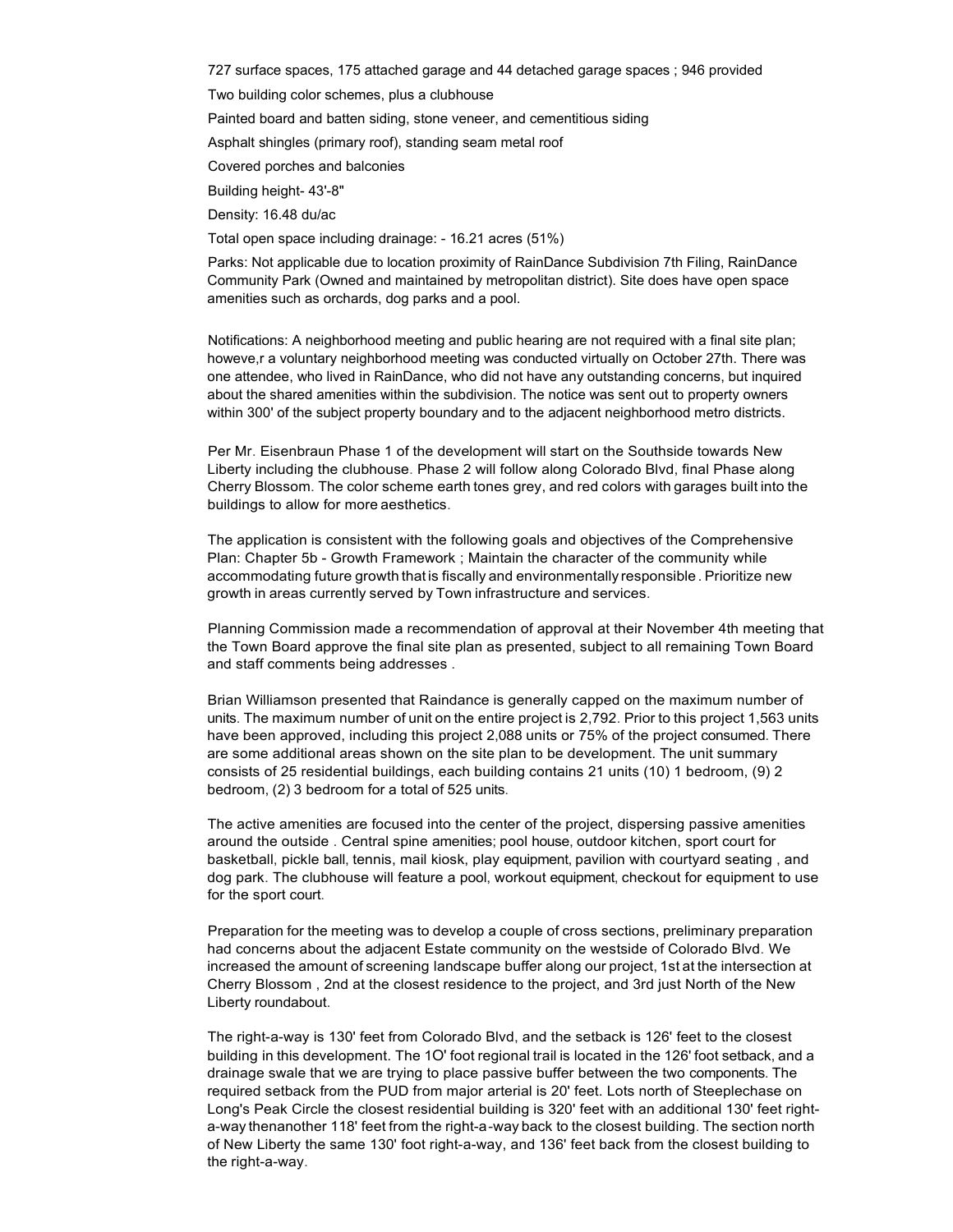727 surface spaces, 175 attached garage and 44 detached garage spaces ; 946 provided

Two building color schemes, plus a clubhouse

Painted board and batten siding, stone veneer, and cementitious siding

Asphalt shingles (primary roof), standing seam metal roof

Covered porches and balconies

Building height- 43'-8"

Density: 16.48 du/ac

Total open space including drainage: - 16.21 acres (51%)

Parks: Not applicable due to location proximity of RainDance Subdivision 7th Filing, RainDance Community Park (Owned and maintained by metropolitan district). Site does have open space amenities such as orchards, dog parks and a pool.

Notifications: A neighborhood meeting and public hearing are not required with a final site plan; howeve,r a voluntary neighborhood meeting was conducted virtually on October 27th. There was one attendee, who lived in RainDance, who did not have any outstanding concerns, but inquired about the shared amenities within the subdivision. The notice was sent out to property owners within 300' of the subject property boundary and to the adjacent neighborhood metro districts.

Per Mr. Eisenbraun Phase 1 of the development will start on the Southside towards New Liberty including the clubhouse. Phase 2 will follow along Colorado Blvd, final Phase along Cherry Blossom. The color scheme earth tones grey, and red colors with garages built into the buildings to allow for more aesthetics.

The application is consistent with the following goals and objectives of the Comprehensive Plan: Chapter 5b - Growth Framework ; Maintain the character of the community while accommodating future growth that is fiscally and environmentally responsible . Prioritize new growth in areas currently served by Town infrastructure and services.

Planning Commission made a recommendation of approval at their November 4th meeting that the Town Board approve the final site plan as presented, subject to all remaining Town Board and staff comments being addresses .

Brian Williamson presented that Raindance is generally capped on the maximum number of units. The maximum number of unit on the entire project is 2,792. Prior to this project 1,563 units have been approved, including this project 2,088 units or 75% of the project consumed. There are some additional areas shown on the site plan to be development. The unit summary consists of 25 residential buildings, each building contains 21 units (10) 1 bedroom, (9) 2 bedroom, (2) 3 bedroom for a total of 525 units.

The active amenities are focused into the center of the project, dispersing passive amenities around the outside . Central spine amenities; pool house, outdoor kitchen, sport court for basketball, pickle ball, tennis, mail kiosk, play equipment, pavilion with courtyard seating , and dog park. The clubhouse will feature a pool, workout equipment, checkout for equipment to use for the sport court.

Preparation for the meeting was to develop a couple of cross sections, preliminary preparation had concerns about the adjacent Estate community on the westside of Colorado Blvd. We increased the amount of screening landscape buffer along our project, 1st at the intersection at Cherry Blossom , 2nd at the closest residence to the project, and 3rd just North of the New Liberty roundabout.

The right-a-way is 130' feet from Colorado Blvd, and the setback is 126' feet to the closest building in this development. The 1O' foot regional trail is located in the 126' foot setback, and a drainage swale that we are trying to place passive buffer between the two components. The required setback from the PUD from major arterial is 20' feet. Lots north of Steeplechase on Long's Peak Circle the closest residential building is 320' feet with an additional 130' feet right-a-way thenanother 118' feet from the right-a-way back to the closest building. The section north of New Liberty the same 130' foot right-a-way, and 136' feet back from the closest building to the right-a-way.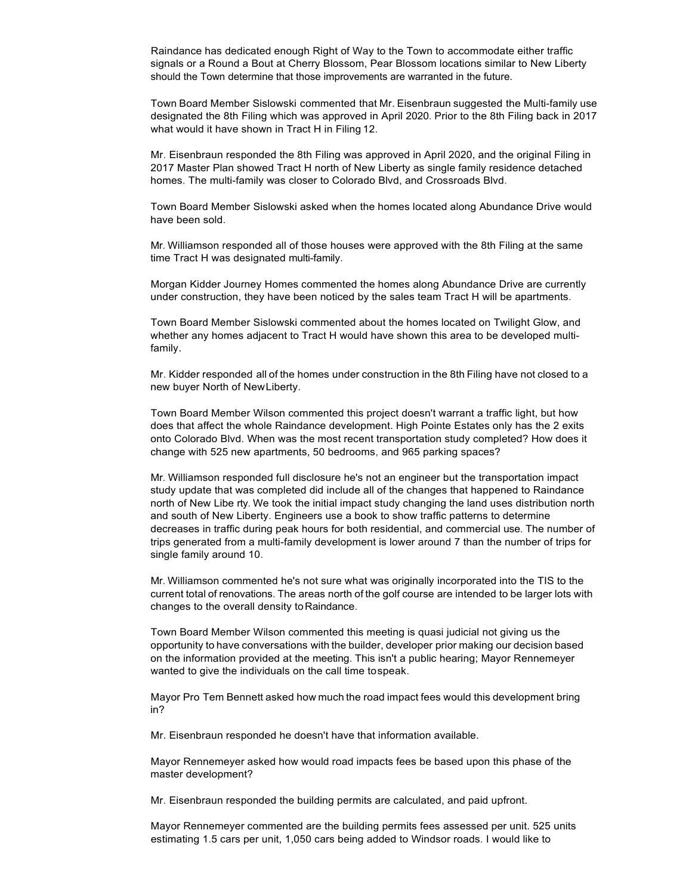Raindance has dedicated enough Right of Way to the Town to accommodate either traffic signals or a Round a Bout at Cherry Blossom, Pear Blossom locations similar to New Liberty should the Town determine that those improvements are warranted in the future.

Town Board Member Sislowski commented that Mr. Eisenbraun suggested the Multi-family use designated the 8th Filing which was approved in April 2020. Prior to the 8th Filing back in 2017 what would it have shown in Tract H in Filing 12.

Mr. Eisenbraun responded the 8th Filing was approved in April 2020, and the original Filing in 2017 Master Plan showed Tract H north of New Liberty as single family residence detached homes. The multi-family was closer to Colorado Blvd, and Crossroads Blvd.

Town Board Member Sislowski asked when the homes located along Abundance Drive would have been sold.

Mr. Williamson responded all of those houses were approved with the 8th Filing at the same time Tract H was designated multi-family.

Morgan Kidder Journey Homes commented the homes along Abundance Drive are currently under construction, they have been noticed by the sales team Tract H will be apartments.

Town Board Member Sislowski commented about the homes located on Twilight Glow, and whether any homes adjacent to Tract H would have shown this area to be developed multi-family.

Mr. Kidder responded all of the homes under construction in the 8th Filing have not closed to a new buyer North of NewLiberty.

Town Board Member Wilson commented this project doesn't warrant a traffic light, but how does that affect the whole Raindance development. High Pointe Estates only has the 2 exits onto Colorado Blvd. When was the most recent transportation study completed? How does it change with 525 new apartments, 50 bedrooms, and 965 parking spaces?

Mr. Williamson responded full disclosure he's not an engineer but the transportation impact study update that was completed did include all of the changes that happened to Raindance north of New Libe rty. We took the initial impact study changing the land uses distribution north and south of New Liberty. Engineers use a book to show traffic patterns to determine decreases in traffic during peak hours for both residential, and commercial use. The number of trips generated from a multi-family development is lower around 7 than the number of trips for single family around 10.

Mr. Williamson commented he's not sure what was originally incorporated into the TIS to the current total of renovations. The areas north of the golf course are intended to be larger lots with changes to the overall density to Raindance.

Town Board Member Wilson commented this meeting is quasi judicial not giving us the opportunity to have conversations with the builder, developer prior making our decision based on the information provided at the meeting. This isn't a public hearing; Mayor Rennemeyer wanted to give the individuals on the call time tospeak.

Mayor Pro Tem Bennett asked how much the road impact fees would this development bring in?

Mr. Eisenbraun responded he doesn't have that information available.

Mayor Rennemeyer asked how would road impacts fees be based upon this phase of the master development?

Mr. Eisenbraun responded the building permits are calculated, and paid upfront.

Mayor Rennemeyer commented are the building permits fees assessed per unit. 525 units estimating 1.5 cars per unit, 1,050 cars being added to Windsor roads. I would like to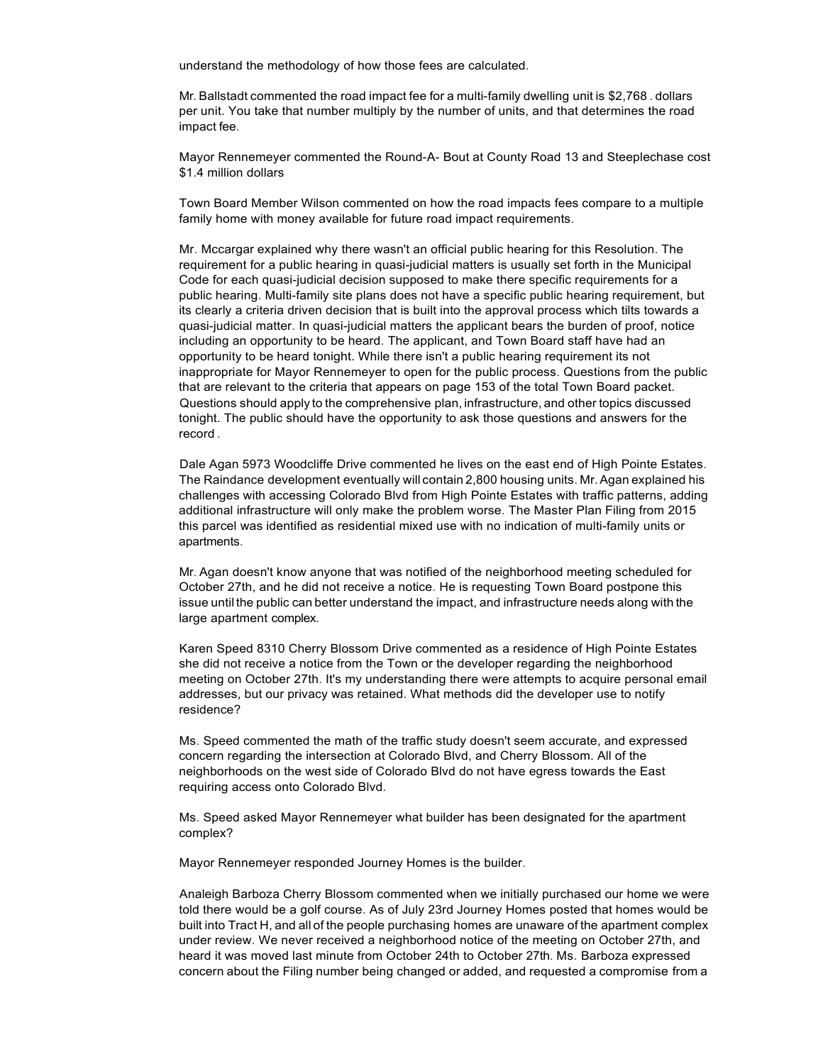understand the methodology of how those fees are calculated.

Mr. Ballstadt commented the road impact fee for a multi-family dwelling unit is $2,768 . dollars per unit. You take that number multiply by the number of units, and that determines the road impact fee.

Mayor Rennemeyer commented the Round-A- Bout at County Road 13 and Steeplechase cost $1.4 million dollars

Town Board Member Wilson commented on how the road impacts fees compare to a multiple family home with money available for future road impact requirements.

Mr. Mccargar explained why there wasn't an official public hearing for this Resolution. The requirement for a public hearing in quasi-judicial matters is usually set forth in the Municipal Code for each quasi-judicial decision supposed to make there specific requirements for a public hearing. Multi-family site plans does not have a specific public hearing requirement, but its clearly a criteria driven decision that is built into the approval process which tilts towards a quasi-judicial matter. In quasi-judicial matters the applicant bears the burden of proof, notice including an opportunity to be heard. The applicant, and Town Board staff have had an opportunity to be heard tonight. While there isn't a public hearing requirement its not inappropriate for Mayor Rennemeyer to open for the public process. Questions from the public that are relevant to the criteria that appears on page 153 of the total Town Board packet. Questions should apply to the comprehensive plan, infrastructure, and other topics discussed tonight. The public should have the opportunity to ask those questions and answers for the record .

Dale Agan 5973 Woodcliffe Drive commented he lives on the east end of High Pointe Estates. The Raindance development eventually will contain 2,800 housing units. Mr. Agan explained his challenges with accessing Colorado Blvd from High Pointe Estates with traffic patterns, adding additional infrastructure will only make the problem worse. The Master Plan Filing from 2015 this parcel was identified as residential mixed use with no indication of multi-family units or apartments.

Mr. Agan doesn't know anyone that was notified of the neighborhood meeting scheduled for October 27th, and he did not receive a notice. He is requesting Town Board postpone this issue until the public can better understand the impact, and infrastructure needs along with the large apartment complex.

Karen Speed 8310 Cherry Blossom Drive commented as a residence of High Pointe Estates she did not receive a notice from the Town or the developer regarding the neighborhood meeting on October 27th. It's my understanding there were attempts to acquire personal email addresses, but our privacy was retained. What methods did the developer use to notify residence?

Ms. Speed commented the math of the traffic study doesn't seem accurate, and expressed concern regarding the intersection at Colorado Blvd, and Cherry Blossom. All of the neighborhoods on the west side of Colorado Blvd do not have egress towards the East requiring access onto Colorado Blvd.

Ms. Speed asked Mayor Rennemeyer what builder has been designated for the apartment complex?

Mayor Rennemeyer responded Journey Homes is the builder.

Analeigh Barboza Cherry Blossom commented when we initially purchased our home we were told there would be a golf course. As of July 23rd Journey Homes posted that homes would be built into Tract H, and all of the people purchasing homes are unaware of the apartment complex under review. We never received a neighborhood notice of the meeting on October 27th, and heard it was moved last minute from October 24th to October 27th. Ms. Barboza expressed concern about the Filing number being changed or added, and requested a compromise from a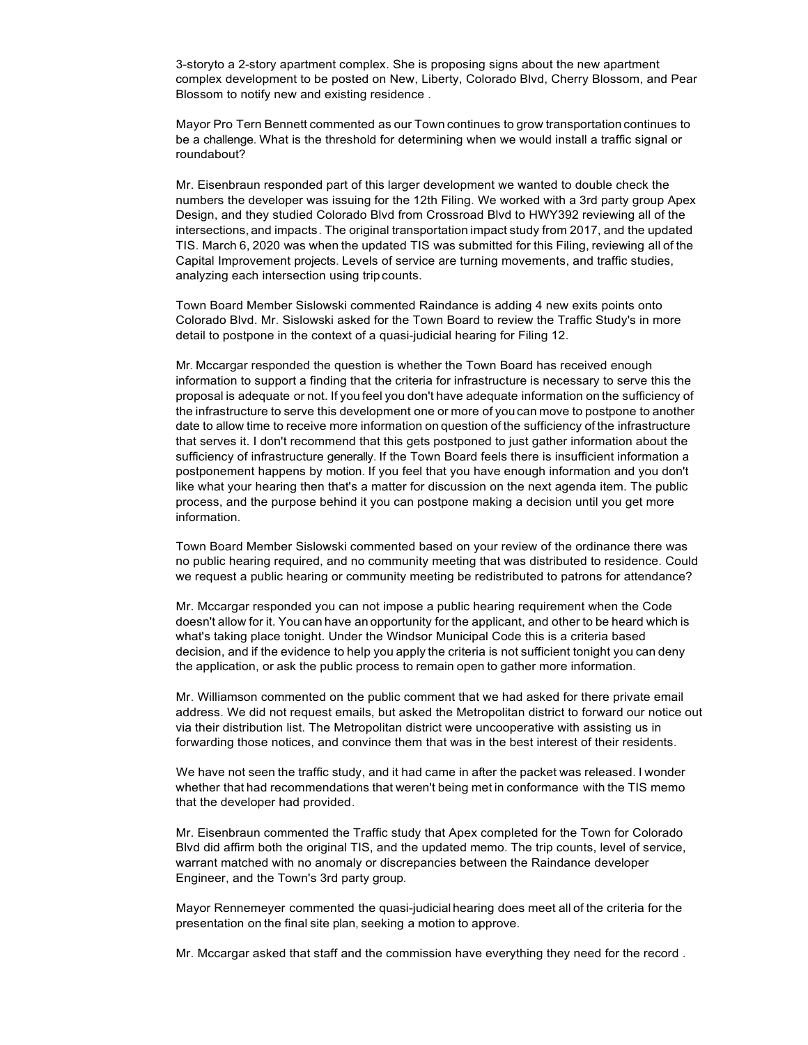3-storyto a 2-story apartment complex. She is proposing signs about the new apartment complex development to be posted on New, Liberty, Colorado Blvd, Cherry Blossom, and Pear Blossom to notify new and existing residence .

Mayor Pro Tern Bennett commented as our Town continues to grow transportation continues to be a challenge. What is the threshold for determining when we would install a traffic signal or roundabout?

Mr. Eisenbraun responded part of this larger development we wanted to double check the numbers the developer was issuing for the 12th Filing. We worked with a 3rd party group Apex Design, and they studied Colorado Blvd from Crossroad Blvd to HWY392 reviewing all of the intersections, and impacts. The original transportation impact study from 2017, and the updated TIS. March 6, 2020 was when the updated TIS was submitted for this Filing, reviewing all of the Capital Improvement projects. Levels of service are turning movements, and traffic studies, analyzing each intersection using trip counts.

Town Board Member Sislowski commented Raindance is adding 4 new exits points onto Colorado Blvd. Mr. Sislowski asked for the Town Board to review the Traffic Study's in more detail to postpone in the context of a quasi-judicial hearing for Filing 12.

Mr. Mccargar responded the question is whether the Town Board has received enough information to support a finding that the criteria for infrastructure is necessary to serve this the proposal is adequate or not. If you feel you don't have adequate information on the sufficiency of the infrastructure to serve this development one or more of you can move to postpone to another date to allow time to receive more information on question of the sufficiency of the infrastructure that serves it. I don't recommend that this gets postponed to just gather information about the sufficiency of infrastructure generally. If the Town Board feels there is insufficient information a postponement happens by motion. If you feel that you have enough information and you don't like what your hearing then that's a matter for discussion on the next agenda item. The public process, and the purpose behind it you can postpone making a decision until you get more information.

Town Board Member Sislowski commented based on your review of the ordinance there was no public hearing required, and no community meeting that was distributed to residence. Could we request a public hearing or community meeting be redistributed to patrons for attendance?

Mr. Mccargar responded you can not impose a public hearing requirement when the Code doesn't allow for it. You can have an opportunity for the applicant, and other to be heard which is what's taking place tonight. Under the Windsor Municipal Code this is a criteria based decision, and if the evidence to help you apply the criteria is not sufficient tonight you can deny the application, or ask the public process to remain open to gather more information.

Mr. Williamson commented on the public comment that we had asked for there private email address. We did not request emails, but asked the Metropolitan district to forward our notice out via their distribution list. The Metropolitan district were uncooperative with assisting us in forwarding those notices, and convince them that was in the best interest of their residents.

We have not seen the traffic study, and it had came in after the packet was released. I wonder whether that had recommendations that weren't being met in conformance with the TIS memo that the developer had provided.

Mr. Eisenbraun commented the Traffic study that Apex completed for the Town for Colorado Blvd did affirm both the original TIS, and the updated memo. The trip counts, level of service, warrant matched with no anomaly or discrepancies between the Raindance developer Engineer, and the Town's 3rd party group.

Mayor Rennemeyer commented the quasi-judicial hearing does meet all of the criteria for the presentation on the final site plan, seeking a motion to approve.

Mr. Mccargar asked that staff and the commission have everything they need for the record .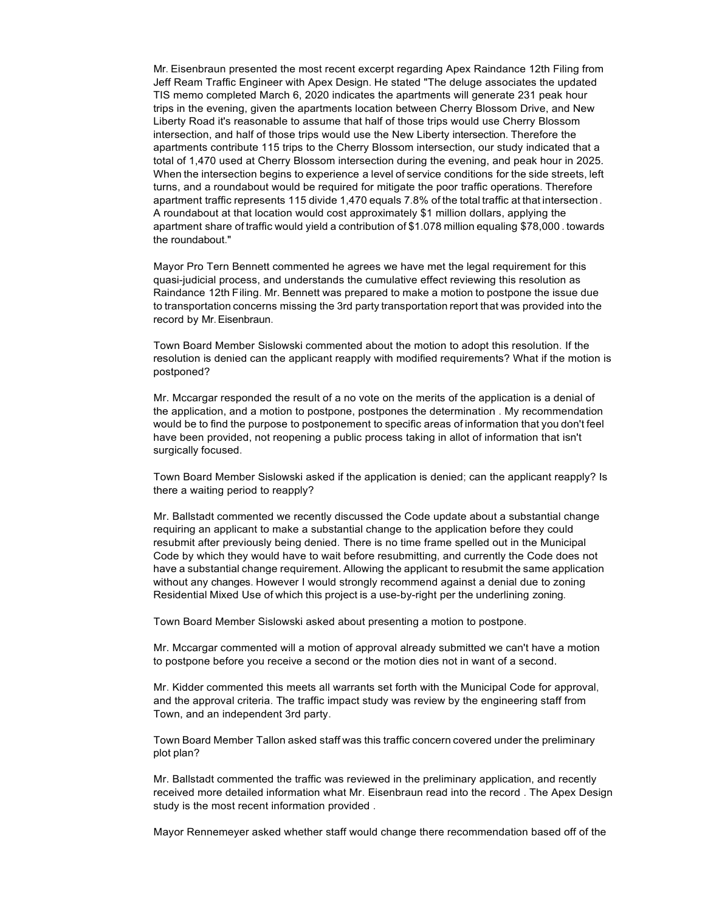Mr. Eisenbraun presented the most recent excerpt regarding Apex Raindance 12th Filing from Jeff Ream Traffic Engineer with Apex Design. He stated "The deluge associates the updated TIS memo completed March 6, 2020 indicates the apartments will generate 231 peak hour trips in the evening, given the apartments location between Cherry Blossom Drive, and New Liberty Road it's reasonable to assume that half of those trips would use Cherry Blossom intersection, and half of those trips would use the New Liberty intersection. Therefore the apartments contribute 115 trips to the Cherry Blossom intersection, our study indicated that a total of 1,470 used at Cherry Blossom intersection during the evening, and peak hour in 2025. When the intersection begins to experience a level of service conditions for the side streets, left turns, and a roundabout would be required for mitigate the poor traffic operations. Therefore apartment traffic represents 115 divide 1,470 equals 7.8% of the total traffic at that intersection. A roundabout at that location would cost approximately $1 million dollars, applying the apartment share of traffic would yield a contribution of $1.078 million equaling $78,000. towards the roundabout."

Mayor Pro Tern Bennett commented he agrees we have met the legal requirement for this quasi-judicial process, and understands the cumulative effect reviewing this resolution as Raindance 12th Filing. Mr. Bennett was prepared to make a motion to postpone the issue due to transportation concerns missing the 3rd party transportation report that was provided into the record by Mr. Eisenbraun.

Town Board Member Sislowski commented about the motion to adopt this resolution. If the resolution is denied can the applicant reapply with modified requirements? What if the motion is postponed?

Mr. Mccargar responded the result of a no vote on the merits of the application is a denial of the application, and a motion to postpone, postpones the determination. My recommendation would be to find the purpose to postponement to specific areas of information that you don't feel have been provided, not reopening a public process taking in allot of information that isn't surgically focused.

Town Board Member Sislowski asked if the application is denied; can the applicant reapply? Is there a waiting period to reapply?

Mr. Ballstadt commented we recently discussed the Code update about a substantial change requiring an applicant to make a substantial change to the application before they could resubmit after previously being denied. There is no time frame spelled out in the Municipal Code by which they would have to wait before resubmitting, and currently the Code does not have a substantial change requirement. Allowing the applicant to resubmit the same application without any changes. However I would strongly recommend against a denial due to zoning Residential Mixed Use of which this project is a use-by-right per the underlining zoning.

Town Board Member Sislowski asked about presenting a motion to postpone.

Mr. Mccargar commented will a motion of approval already submitted we can't have a motion to postpone before you receive a second or the motion dies not in want of a second.

Mr. Kidder commented this meets all warrants set forth with the Municipal Code for approval, and the approval criteria. The traffic impact study was review by the engineering staff from Town, and an independent 3rd party.

Town Board Member Tallon asked staff was this traffic concern covered under the preliminary plot plan?

Mr. Ballstadt commented the traffic was reviewed in the preliminary application, and recently received more detailed information what Mr. Eisenbraun read into the record. The Apex Design study is the most recent information provided.

Mayor Rennemeyer asked whether staff would change there recommendation based off of the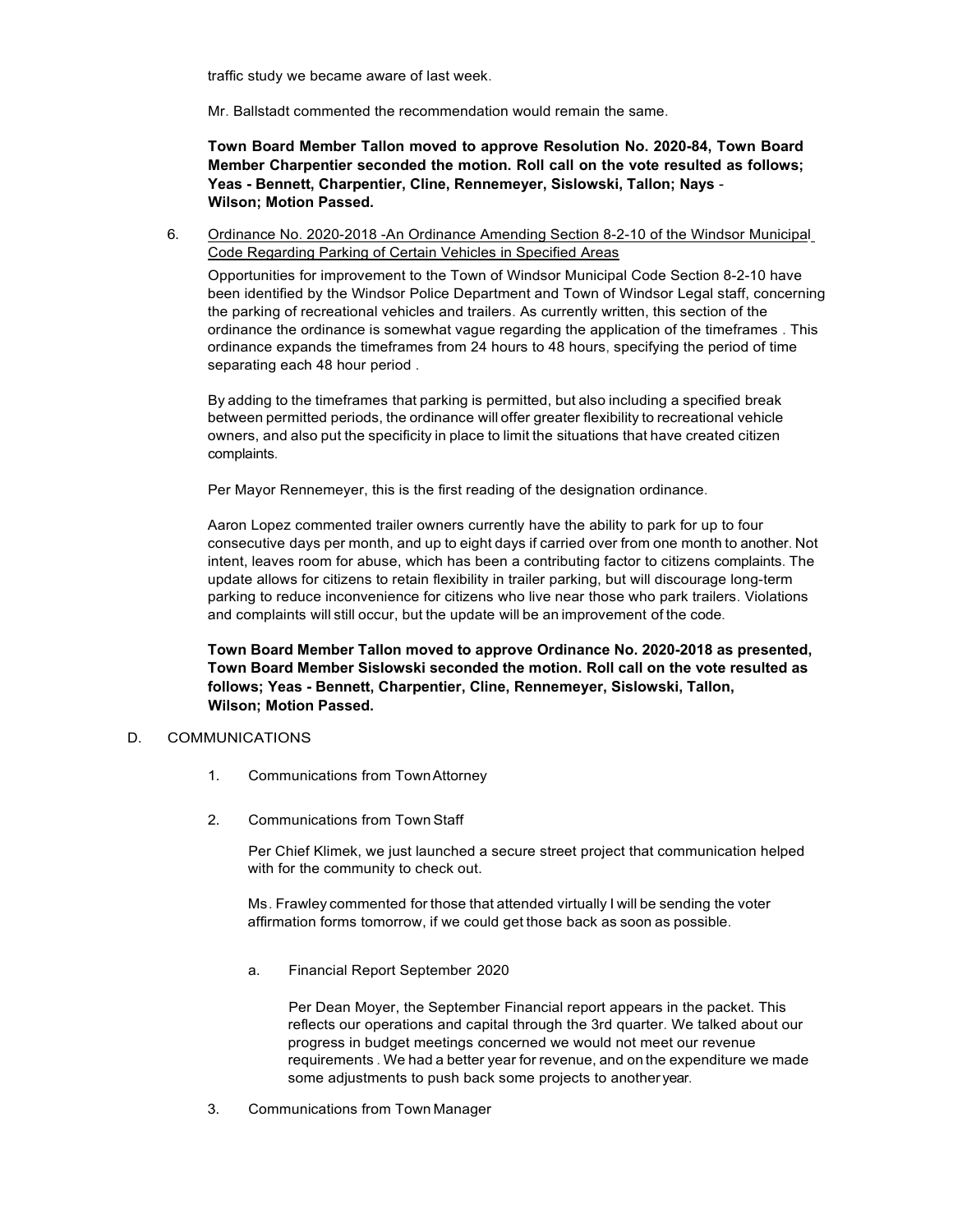traffic study we became aware of last week.

Mr. Ballstadt commented the recommendation would remain the same.

**Town Board Member Tallon moved to approve Resolution No. 2020-84, Town Board Member Charpentier seconded the motion. Roll call on the vote resulted as follows; Yeas - Bennett, Charpentier, Cline, Rennemeyer, Sislowski, Tallon; Nays - Wilson; Motion Passed.**

6. Ordinance No. 2020-2018 -An Ordinance Amending Section 8-2-10 of the Windsor Municipal Code Regarding Parking of Certain Vehicles in Specified Areas

   Opportunities for improvement to the Town of Windsor Municipal Code Section 8-2-10 have been identified by the Windsor Police Department and Town of Windsor Legal staff, concerning the parking of recreational vehicles and trailers. As currently written, this section of the ordinance the ordinance is somewhat vague regarding the application of the timeframes . This ordinance expands the timeframes from 24 hours to 48 hours, specifying the period of time separating each 48 hour period .

   By adding to the timeframes that parking is permitted, but also including a specified break between permitted periods, the ordinance will offer greater flexibility to recreational vehicle owners, and also put the specificity in place to limit the situations that have created citizen complaints.

   Per Mayor Rennemeyer, this is the first reading of the designation ordinance.

   Aaron Lopez commented trailer owners currently have the ability to park for up to four consecutive days per month, and up to eight days if carried over from one month to another. Not intent, leaves room for abuse, which has been a contributing factor to citizens complaints. The update allows for citizens to retain flexibility in trailer parking, but will discourage long-term parking to reduce inconvenience for citizens who live near those who park trailers. Violations and complaints will still occur, but the update will be an improvement of the code.

   **Town Board Member Tallon moved to approve Ordinance No. 2020-2018 as presented, Town Board Member Sislowski seconded the motion. Roll call on the vote resulted as follows; Yeas - Bennett, Charpentier, Cline, Rennemeyer, Sislowski, Tallon, Wilson; Motion Passed.**

D. COMMUNICATIONS

1. Communications from Town Attorney

2. Communications from Town Staff

   Per Chief Klimek, we just launched a secure street project that communication helped with for the community to check out.

   Ms. Frawley commented for those that attended virtually I will be sending the voter affirmation forms tomorrow, if we could get those back as soon as possible.

   a. Financial Report September 2020

      Per Dean Moyer, the September Financial report appears in the packet. This reflects our operations and capital through the 3rd quarter. We talked about our progress in budget meetings concerned we would not meet our revenue requirements . We had a better year for revenue, and on the expenditure we made some adjustments to push back some projects to another year.

3. Communications from Town Manager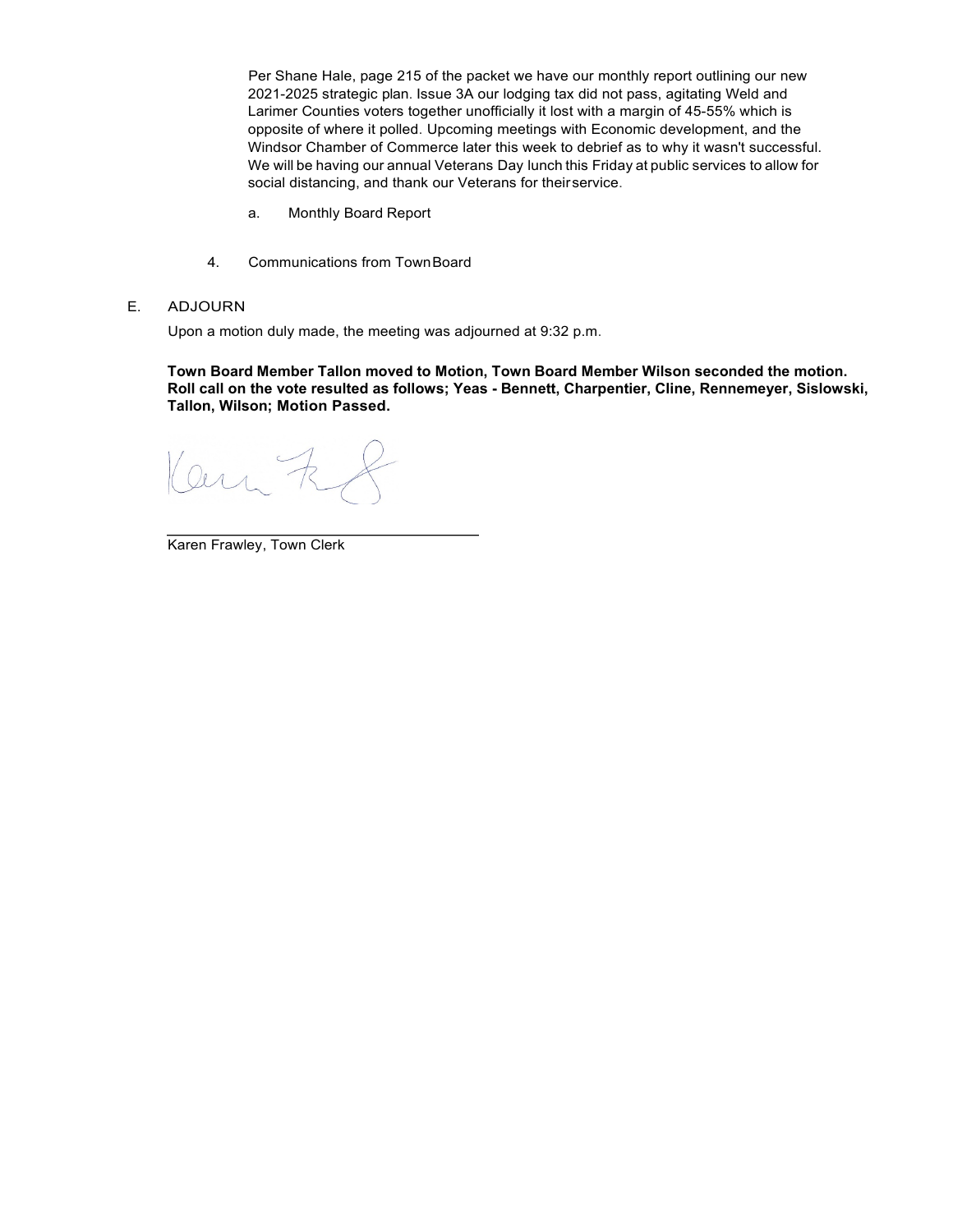Per Shane Hale, page 215 of the packet we have our monthly report outlining our new 2021-2025 strategic plan. Issue 3A our lodging tax did not pass, agitating Weld and Larimer Counties voters together unofficially it lost with a margin of 45-55% which is opposite of where it polled. Upcoming meetings with Economic development, and the Windsor Chamber of Commerce later this week to debrief as to why it wasn't successful. We will be having our annual Veterans Day lunch this Friday at public services to allow for social distancing, and thank our Veterans for their service.

a. Monthly Board Report

4. Communications from Town Board

E. ADJOURN

Upon a motion duly made, the meeting was adjourned at 9:32 p.m.

**Town Board Member Tallon moved to Motion, Town Board Member Wilson seconded the motion. Roll call on the vote resulted as follows; Yeas - Bennett, Charpentier, Cline, Rennemeyer, Sislowski, Tallon, Wilson; Motion Passed.**

Karen Frawley, Town Clerk